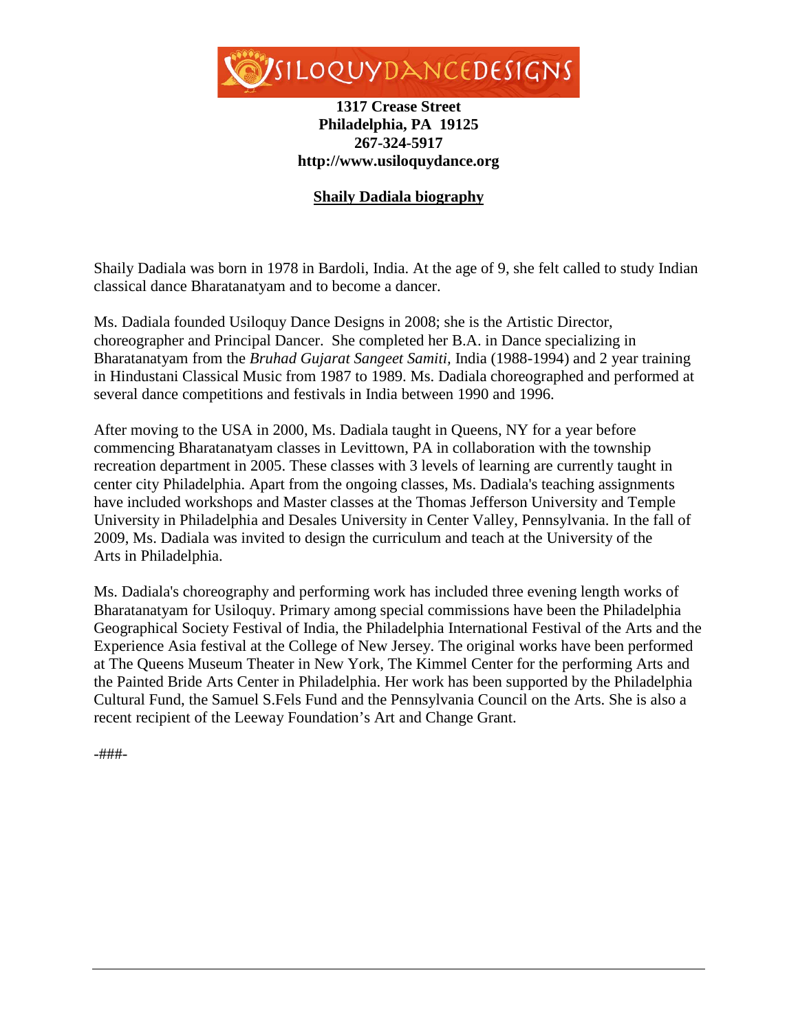USILOQUYDANCEDESIGNS

**1317 Crease Street**
**Philadelphia, PA 19125**
**267-324-5917**
**http://www.usiloquydance.org**

## Shaily Dadiala biography

Shaily Dadiala was born in 1978 in Bardoli, India. At the age of 9, she felt called to study Indian classical dance Bharatanatyam and to become a dancer.

Ms. Dadiala founded Usiloquy Dance Designs in 2008; she is the Artistic Director, choreographer and Principal Dancer. She completed her B.A. in Dance specializing in Bharatanatyam from the *Bruhad Gujarat Sangeet Samiti,* India (1988-1994) and 2 year training in Hindustani Classical Music from 1987 to 1989. Ms. Dadiala choreographed and performed at several dance competitions and festivals in India between 1990 and 1996.

After moving to the USA in 2000, Ms. Dadiala taught in Queens, NY for a year before commencing Bharatanatyam classes in Levittown, PA in collaboration with the township recreation department in 2005. These classes with 3 levels of learning are currently taught in center city Philadelphia. Apart from the ongoing classes, Ms. Dadiala's teaching assignments have included workshops and Master classes at the Thomas Jefferson University and Temple University in Philadelphia and Desales University in Center Valley, Pennsylvania. In the fall of 2009, Ms. Dadiala was invited to design the curriculum and teach at the University of the Arts in Philadelphia.

Ms. Dadiala's choreography and performing work has included three evening length works of Bharatanatyam for Usiloquy. Primary among special commissions have been the Philadelphia Geographical Society Festival of India, the Philadelphia International Festival of the Arts and the Experience Asia festival at the College of New Jersey. The original works have been performed at The Queens Museum Theater in New York, The Kimmel Center for the performing Arts and the Painted Bride Arts Center in Philadelphia. Her work has been supported by the Philadelphia Cultural Fund, the Samuel S.Fels Fund and the Pennsylvania Council on the Arts. She is also a recent recipient of the Leeway Foundation's Art and Change Grant.

-###-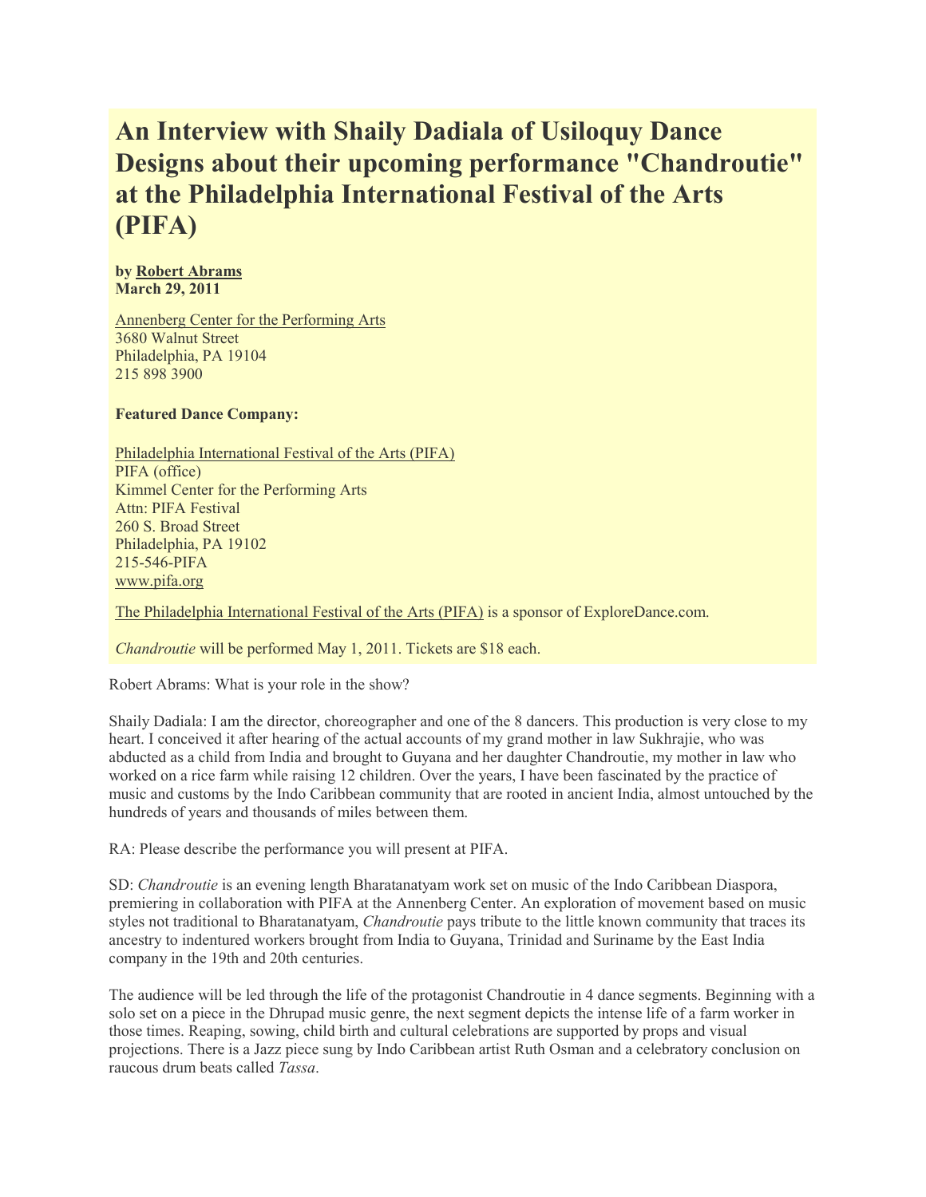# An Interview with Shaily Dadiala of Usiloquy Dance Designs about their upcoming performance "Chandroutie" at the Philadelphia International Festival of the Arts (PIFA)

**by Robert Abrams**
**March 29, 2011**

Annenberg Center for the Performing Arts
3680 Walnut Street
Philadelphia, PA 19104
215 898 3900

**Featured Dance Company:**

Philadelphia International Festival of the Arts (PIFA)
PIFA (office)
Kimmel Center for the Performing Arts
Attn: PIFA Festival
260 S. Broad Street
Philadelphia, PA 19102
215-546-PIFA
www.pifa.org

The Philadelphia International Festival of the Arts (PIFA) is a sponsor of ExploreDance.com.

*Chandroutie* will be performed May 1, 2011. Tickets are $18 each.

Robert Abrams: What is your role in the show?

Shaily Dadiala: I am the director, choreographer and one of the 8 dancers. This production is very close to my heart. I conceived it after hearing of the actual accounts of my grand mother in law Sukhrajie, who was abducted as a child from India and brought to Guyana and her daughter Chandroutie, my mother in law who worked on a rice farm while raising 12 children. Over the years, I have been fascinated by the practice of music and customs by the Indo Caribbean community that are rooted in ancient India, almost untouched by the hundreds of years and thousands of miles between them.

RA: Please describe the performance you will present at PIFA.

SD: *Chandroutie* is an evening length Bharatanatyam work set on music of the Indo Caribbean Diaspora, premiering in collaboration with PIFA at the Annenberg Center. An exploration of movement based on music styles not traditional to Bharatanatyam, *Chandroutie* pays tribute to the little known community that traces its ancestry to indentured workers brought from India to Guyana, Trinidad and Suriname by the East India company in the 19th and 20th centuries.

The audience will be led through the life of the protagonist Chandroutie in 4 dance segments. Beginning with a solo set on a piece in the Dhrupad music genre, the next segment depicts the intense life of a farm worker in those times. Reaping, sowing, child birth and cultural celebrations are supported by props and visual projections. There is a Jazz piece sung by Indo Caribbean artist Ruth Osman and a celebratory conclusion on raucous drum beats called *Tassa*.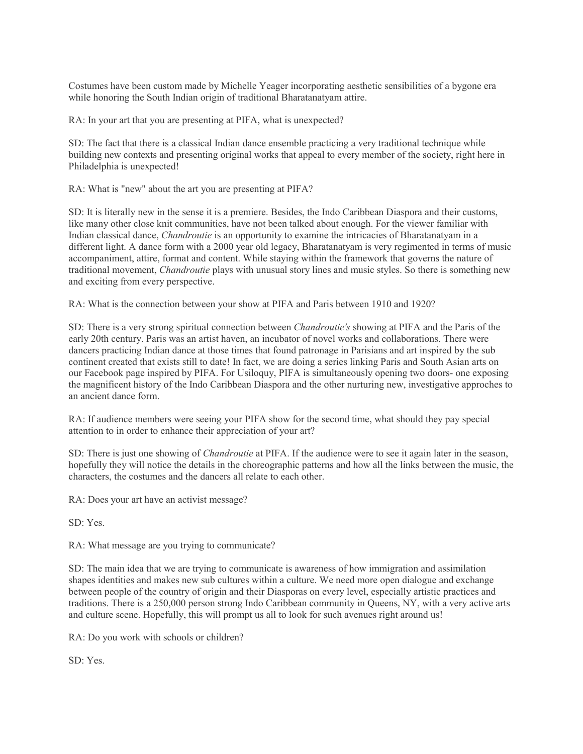Costumes have been custom made by Michelle Yeager incorporating aesthetic sensibilities of a bygone era while honoring the South Indian origin of traditional Bharatanatyam attire.

RA: In your art that you are presenting at PIFA, what is unexpected?

SD: The fact that there is a classical Indian dance ensemble practicing a very traditional technique while building new contexts and presenting original works that appeal to every member of the society, right here in Philadelphia is unexpected!

RA: What is "new" about the art you are presenting at PIFA?

SD: It is literally new in the sense it is a premiere. Besides, the Indo Caribbean Diaspora and their customs, like many other close knit communities, have not been talked about enough. For the viewer familiar with Indian classical dance, *Chandroutie* is an opportunity to examine the intricacies of Bharatanatyam in a different light. A dance form with a 2000 year old legacy, Bharatanatyam is very regimented in terms of music accompaniment, attire, format and content. While staying within the framework that governs the nature of traditional movement, *Chandroutie* plays with unusual story lines and music styles. So there is something new and exciting from every perspective.

RA: What is the connection between your show at PIFA and Paris between 1910 and 1920?

SD: There is a very strong spiritual connection between *Chandroutie's* showing at PIFA and the Paris of the early 20th century. Paris was an artist haven, an incubator of novel works and collaborations. There were dancers practicing Indian dance at those times that found patronage in Parisians and art inspired by the sub continent created that exists still to date! In fact, we are doing a series linking Paris and South Asian arts on our Facebook page inspired by PIFA. For Usiloquy, PIFA is simultaneously opening two doors- one exposing the magnificent history of the Indo Caribbean Diaspora and the other nurturing new, investigative approches to an ancient dance form.

RA: If audience members were seeing your PIFA show for the second time, what should they pay special attention to in order to enhance their appreciation of your art?

SD: There is just one showing of *Chandroutie* at PIFA. If the audience were to see it again later in the season, hopefully they will notice the details in the choreographic patterns and how all the links between the music, the characters, the costumes and the dancers all relate to each other.

RA: Does your art have an activist message?

SD: Yes.

RA: What message are you trying to communicate?

SD: The main idea that we are trying to communicate is awareness of how immigration and assimilation shapes identities and makes new sub cultures within a culture. We need more open dialogue and exchange between people of the country of origin and their Diasporas on every level, especially artistic practices and traditions. There is a 250,000 person strong Indo Caribbean community in Queens, NY, with a very active arts and culture scene. Hopefully, this will prompt us all to look for such avenues right around us!

RA: Do you work with schools or children?

SD: Yes.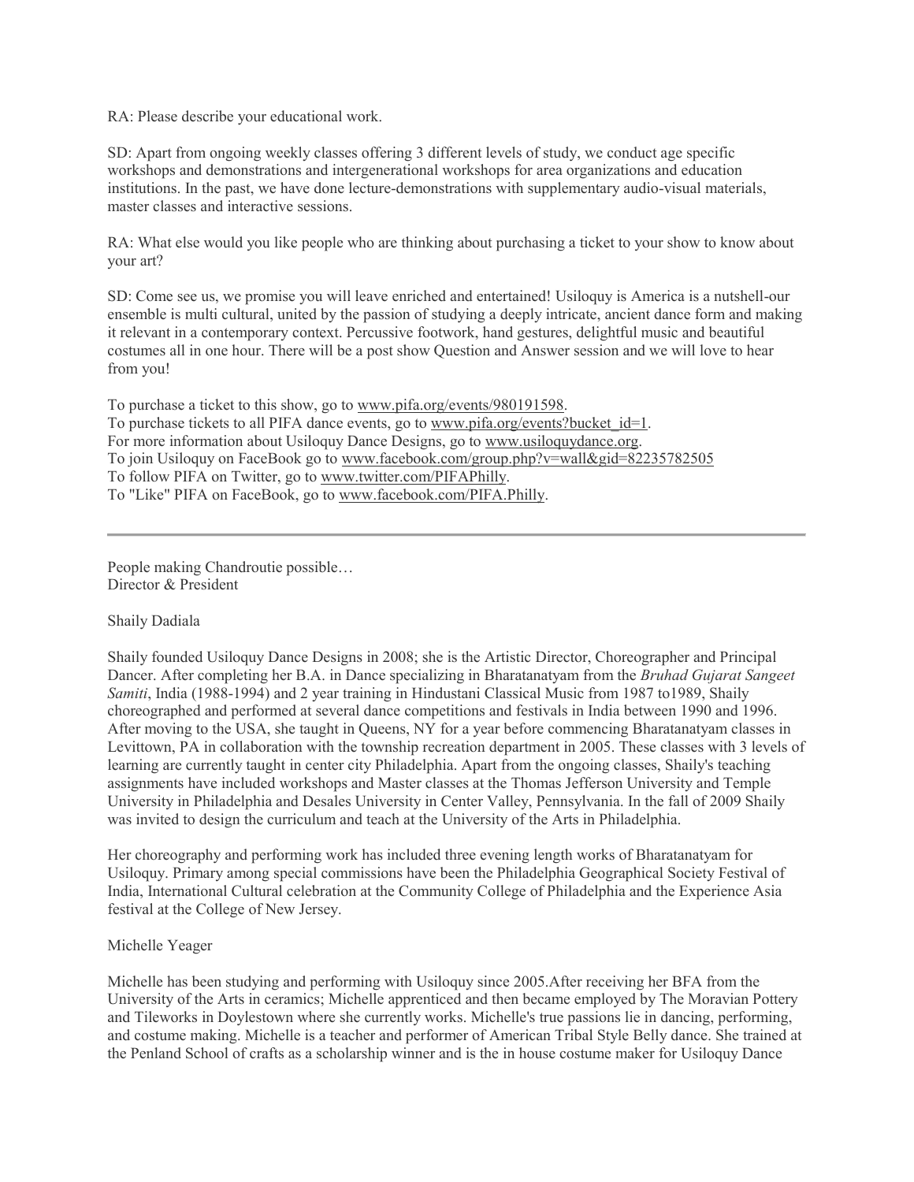RA: Please describe your educational work.

SD: Apart from ongoing weekly classes offering 3 different levels of study, we conduct age specific workshops and demonstrations and intergenerational workshops for area organizations and education institutions. In the past, we have done lecture-demonstrations with supplementary audio-visual materials, master classes and interactive sessions.

RA: What else would you like people who are thinking about purchasing a ticket to your show to know about your art?

SD: Come see us, we promise you will leave enriched and entertained! Usiloquy is America is a nutshell-our ensemble is multi cultural, united by the passion of studying a deeply intricate, ancient dance form and making it relevant in a contemporary context. Percussive footwork, hand gestures, delightful music and beautiful costumes all in one hour. There will be a post show Question and Answer session and we will love to hear from you!

To purchase a ticket to this show, go to www.pifa.org/events/980191598.
To purchase tickets to all PIFA dance events, go to www.pifa.org/events?bucket_id=1.
For more information about Usiloquy Dance Designs, go to www.usiloquydance.org.
To join Usiloquy on FaceBook go to www.facebook.com/group.php?v=wall&gid=82235782505
To follow PIFA on Twitter, go to www.twitter.com/PIFAPhilly.
To "Like" PIFA on FaceBook, go to www.facebook.com/PIFA.Philly.

---

People making Chandroutie possible…
Director & President

Shaily Dadiala

Shaily founded Usiloquy Dance Designs in 2008; she is the Artistic Director, Choreographer and Principal Dancer. After completing her B.A. in Dance specializing in Bharatanatyam from the *Bruhad Gujarat Sangeet Samiti*, India (1988-1994) and 2 year training in Hindustani Classical Music from 1987 to1989, Shaily choreographed and performed at several dance competitions and festivals in India between 1990 and 1996. After moving to the USA, she taught in Queens, NY for a year before commencing Bharatanatyam classes in Levittown, PA in collaboration with the township recreation department in 2005. These classes with 3 levels of learning are currently taught in center city Philadelphia. Apart from the ongoing classes, Shaily's teaching assignments have included workshops and Master classes at the Thomas Jefferson University and Temple University in Philadelphia and Desales University in Center Valley, Pennsylvania. In the fall of 2009 Shaily was invited to design the curriculum and teach at the University of the Arts in Philadelphia.

Her choreography and performing work has included three evening length works of Bharatanatyam for Usiloquy. Primary among special commissions have been the Philadelphia Geographical Society Festival of India, International Cultural celebration at the Community College of Philadelphia and the Experience Asia festival at the College of New Jersey.

Michelle Yeager

Michelle has been studying and performing with Usiloquy since 2005.After receiving her BFA from the University of the Arts in ceramics; Michelle apprenticed and then became employed by The Moravian Pottery and Tileworks in Doylestown where she currently works. Michelle's true passions lie in dancing, performing, and costume making. Michelle is a teacher and performer of American Tribal Style Belly dance. She trained at the Penland School of crafts as a scholarship winner and is the in house costume maker for Usiloquy Dance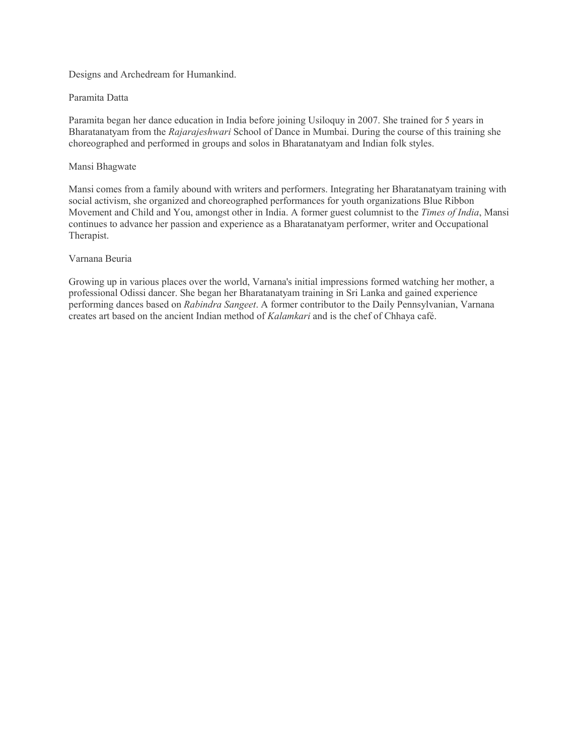Designs and Archedream for Humankind.

Paramita Datta

Paramita began her dance education in India before joining Usiloquy in 2007. She trained for 5 years in Bharatanatyam from the *Rajarajeshwari* School of Dance in Mumbai. During the course of this training she choreographed and performed in groups and solos in Bharatanatyam and Indian folk styles.

Mansi Bhagwate

Mansi comes from a family abound with writers and performers. Integrating her Bharatanatyam training with social activism, she organized and choreographed performances for youth organizations Blue Ribbon Movement and Child and You, amongst other in India. A former guest columnist to the *Times of India*, Mansi continues to advance her passion and experience as a Bharatanatyam performer, writer and Occupational Therapist.

Varnana Beuria

Growing up in various places over the world, Varnana's initial impressions formed watching her mother, a professional Odissi dancer. She began her Bharatanatyam training in Sri Lanka and gained experience performing dances based on *Rabindra Sangeet*. A former contributor to the Daily Pennsylvanian, Varnana creates art based on the ancient Indian method of *Kalamkari* and is the chef of Chhaya café.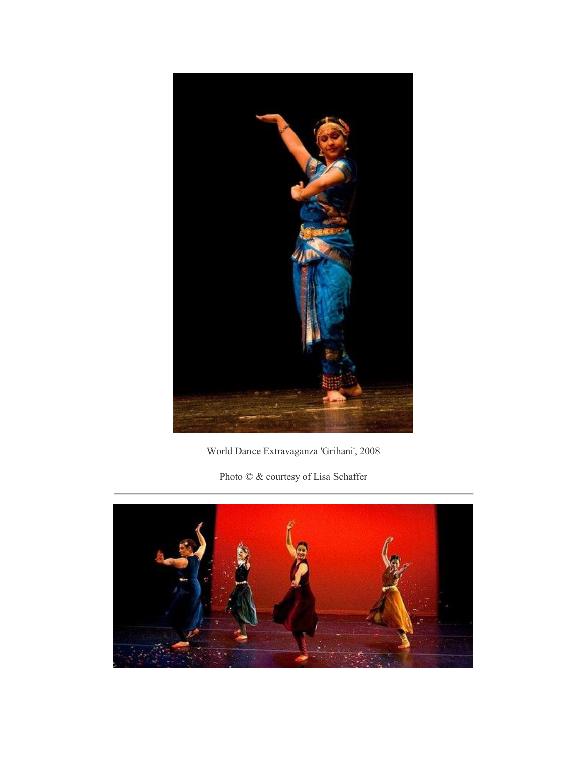World Dance Extravaganza 'Grihani', 2008

Photo © & courtesy of Lisa Schaffer

---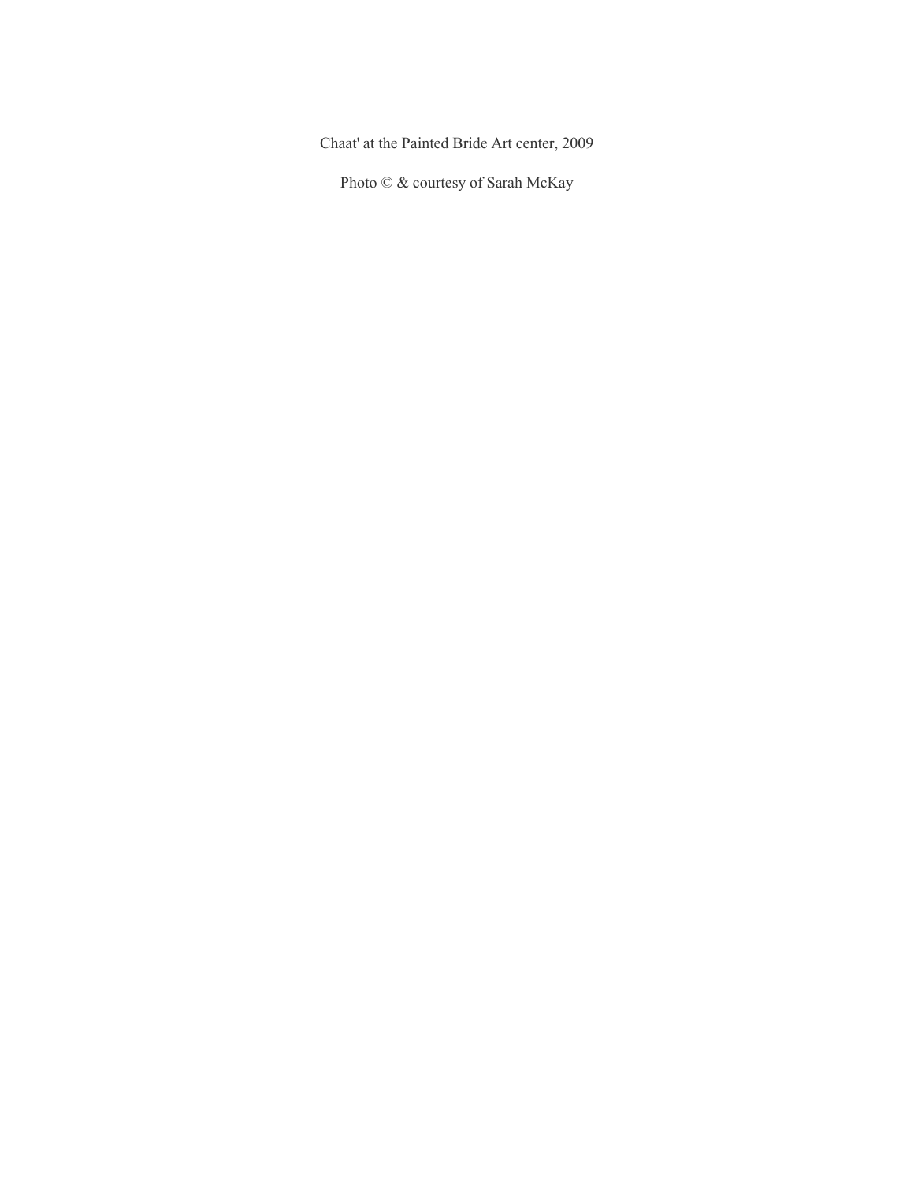Chaat' at the Painted Bride Art center, 2009

Photo © & courtesy of Sarah McKay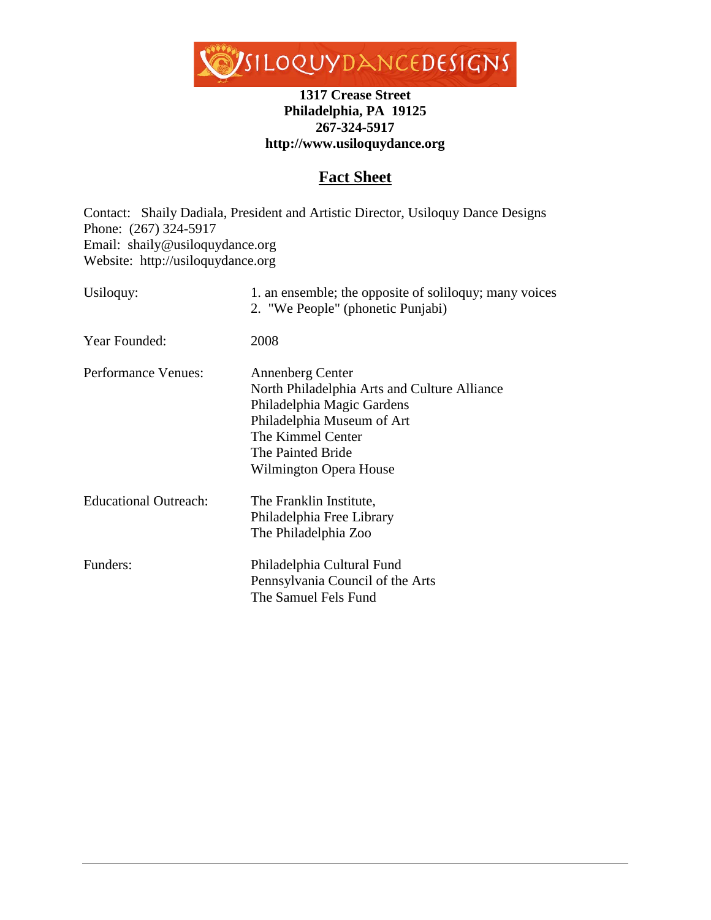**USILOQUYDANCEDESIGNS**

**1317 Crease Street**
**Philadelphia, PA 19125**
**267-324-5917**
**http://www.usiloquydance.org**

# Fact Sheet

Contact: Shaily Dadiala, President and Artistic Director, Usiloquy Dance Designs
Phone: (267) 324-5917
Email: shaily@usiloquydance.org
Website: http://usiloquydance.org

| | |
|---|---|
| Usiloquy: | 1. an ensemble; the opposite of soliloquy; many voices<br>2. "We People" (phonetic Punjabi) |
| Year Founded: | 2008 |
| Performance Venues: | Annenberg Center<br>North Philadelphia Arts and Culture Alliance<br>Philadelphia Magic Gardens<br>Philadelphia Museum of Art<br>The Kimmel Center<br>The Painted Bride<br>Wilmington Opera House |
| Educational Outreach: | The Franklin Institute,<br>Philadelphia Free Library<br>The Philadelphia Zoo |
| Funders: | Philadelphia Cultural Fund<br>Pennsylvania Council of the Arts<br>The Samuel Fels Fund |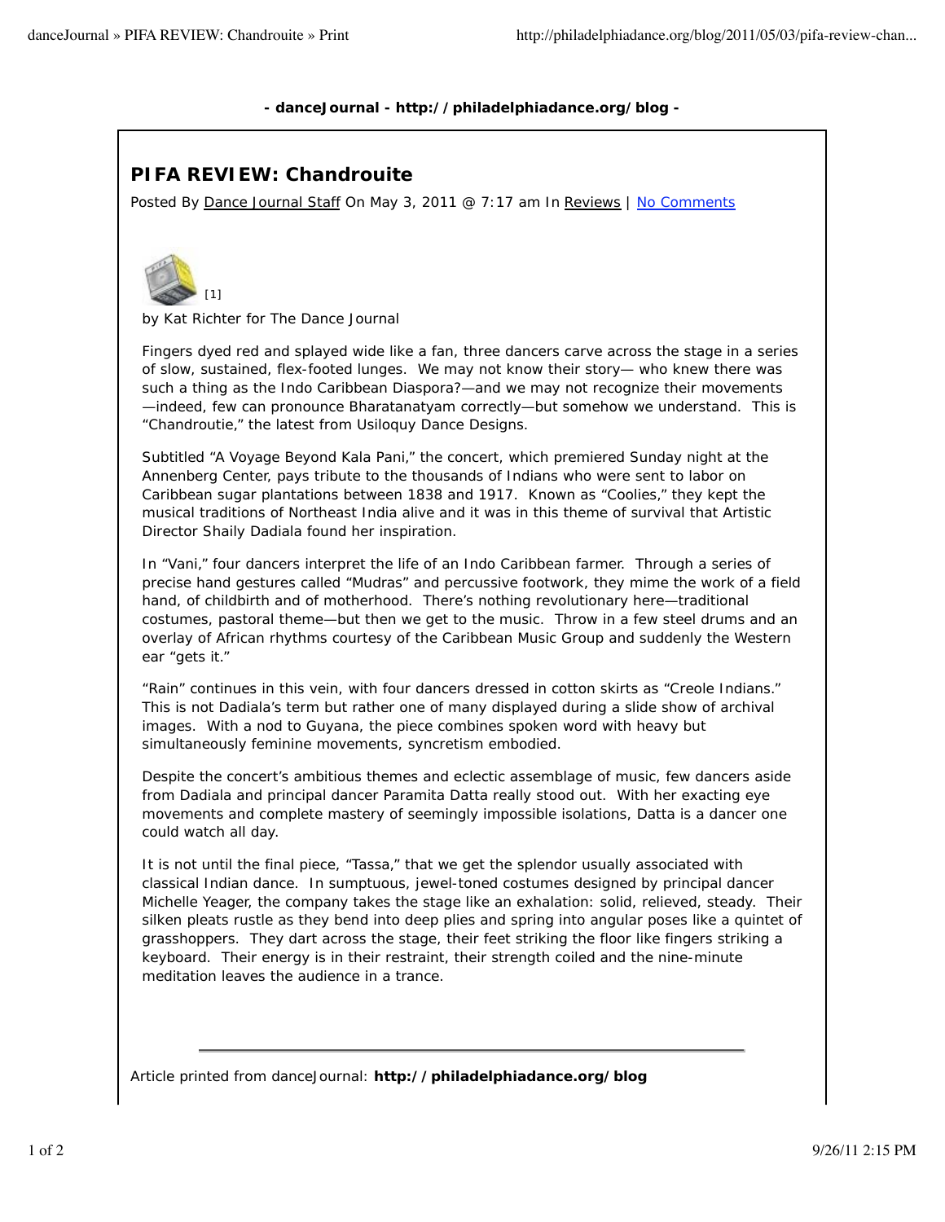- **danceJournal - http://philadelphiadance.org/blog -**

# PIFA REVIEW: Chandrouite

Posted By Dance Journal Staff On May 3, 2011 @ 7:17 am In Reviews | No Comments

[1]

by Kat Richter for The Dance Journal

Fingers dyed red and splayed wide like a fan, three dancers carve across the stage in a series of slow, sustained, flex-footed lunges. We may not know their story— who knew there was such a thing as the Indo Caribbean Diaspora?—and we may not recognize their movements —indeed, few can pronounce Bharatanatyam correctly—but somehow we understand. This is "Chandroutie," the latest from Usiloquy Dance Designs.

Subtitled "A Voyage Beyond Kala Pani," the concert, which premiered Sunday night at the Annenberg Center, pays tribute to the thousands of Indians who were sent to labor on Caribbean sugar plantations between 1838 and 1917. Known as "Coolies," they kept the musical traditions of Northeast India alive and it was in this theme of survival that Artistic Director Shaily Dadiala found her inspiration.

In "Vani," four dancers interpret the life of an Indo Caribbean farmer. Through a series of precise hand gestures called "Mudras" and percussive footwork, they mime the work of a field hand, of childbirth and of motherhood. There's nothing revolutionary here—traditional costumes, pastoral theme—but then we get to the music. Throw in a few steel drums and an overlay of African rhythms courtesy of the Caribbean Music Group and suddenly the Western ear "gets it."

"Rain" continues in this vein, with four dancers dressed in cotton skirts as "Creole Indians." This is not Dadiala's term but rather one of many displayed during a slide show of archival images. With a nod to Guyana, the piece combines spoken word with heavy but simultaneously feminine movements, syncretism embodied.

Despite the concert's ambitious themes and eclectic assemblage of music, few dancers aside from Dadiala and principal dancer Paramita Datta really stood out. With her exacting eye movements and complete mastery of seemingly impossible isolations, Datta is a dancer one could watch all day.

It is not until the final piece, "Tassa," that we get the splendor usually associated with classical Indian dance. In sumptuous, jewel-toned costumes designed by principal dancer Michelle Yeager, the company takes the stage like an exhalation: solid, relieved, steady. Their silken pleats rustle as they bend into deep plies and spring into angular poses like a quintet of grasshoppers. They dart across the stage, their feet striking the floor like fingers striking a keyboard. Their energy is in their restraint, their strength coiled and the nine-minute meditation leaves the audience in a trance.

---

Article printed from danceJournal: **http://philadelphiadance.org/blog**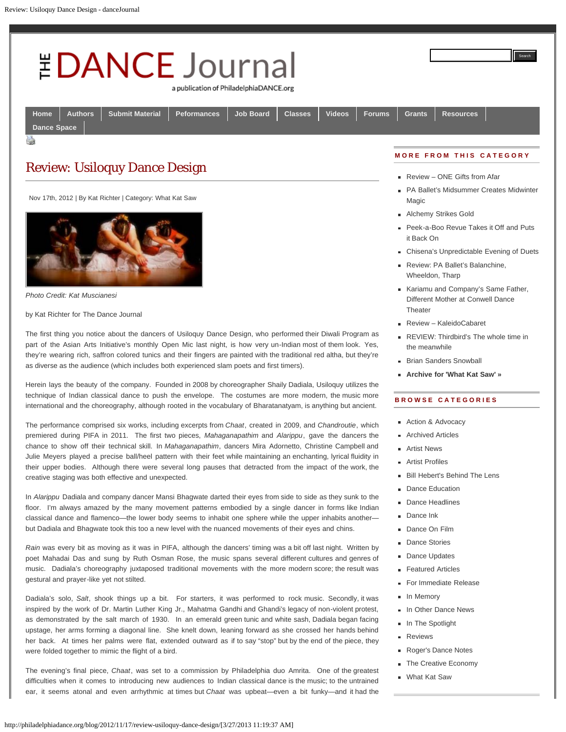# THE DANCE Journal

a publication of PhiladelphiaDANCE.org

Home | Authors | Submit Material | Peformances | Job Board | Classes | Videos | Forums | Grants | Resources | Dance Space

## Review: Usiloquy Dance Design

Nov 17th, 2012 | By Kat Richter | Category: What Kat Saw

*Photo Credit: Kat Muscianesi*

by Kat Richter for The Dance Journal

The first thing you notice about the dancers of Usiloquy Dance Design, who performed their Diwali Program as part of the Asian Arts Initiative's monthly Open Mic last night, is how very un-Indian most of them look. Yes, they're wearing rich, saffron colored tunics and their fingers are painted with the traditional red altha, but they're as diverse as the audience (which includes both experienced slam poets and first timers).

Herein lays the beauty of the company. Founded in 2008 by choreographer Shaily Dadiala, Usiloquy utilizes the technique of Indian classical dance to push the envelope. The costumes are more modern, the music more international and the choreography, although rooted in the vocabulary of Bharatanatyam, is anything but ancient.

The performance comprised six works, including excerpts from *Chaat*, created in 2009, and *Chandroutie*, which premiered during PIFA in 2011. The first two pieces, *Mahaganapathim* and *Alarippu*, gave the dancers the chance to show off their technical skill. In *Mahaganapathim*, dancers Mira Adornetto, Christine Campbell and Julie Meyers played a precise ball/heel pattern with their feet while maintaining an enchanting, lyrical fluidity in their upper bodies. Although there were several long pauses that detracted from the impact of the work, the creative staging was both effective and unexpected.

In *Alarippu* Dadiala and company dancer Mansi Bhagwate darted their eyes from side to side as they sunk to the floor. I'm always amazed by the many movement patterns embodied by a single dancer in forms like Indian classical dance and flamenco—the lower body seems to inhabit one sphere while the upper inhabits another—but Dadiala and Bhagwate took this too a new level with the nuanced movements of their eyes and chins.

*Rain* was every bit as moving as it was in PIFA, although the dancers' timing was a bit off last night. Written by poet Mahadai Das and sung by Ruth Osman Rose, the music spans several different cultures and genres of music. Dadiala's choreography juxtaposed traditional movements with the more modern score; the result was gestural and prayer-like yet not stilted.

Dadiala's solo, *Salt*, shook things up a bit. For starters, it was performed to rock music. Secondly, it was inspired by the work of Dr. Martin Luther King Jr., Mahatma Gandhi and Ghandi's legacy of non-violent protest, as demonstrated by the salt march of 1930. In an emerald green tunic and white sash, Dadiala began facing upstage, her arms forming a diagonal line. She knelt down, leaning forward as she crossed her hands behind her back. At times her palms were flat, extended outward as if to say "stop" but by the end of the piece, they were folded together to mimic the flight of a bird.

The evening's final piece, *Chaat*, was set to a commission by Philadelphia duo Amrita. One of the greatest difficulties when it comes to introducing new audiences to Indian classical dance is the music; to the untrained ear, it seems atonal and even arrhythmic at times but *Chaat* was upbeat—even a bit funky—and it had the

### MORE FROM THIS CATEGORY

- Review – ONE Gifts from Afar
- PA Ballet's Midsummer Creates Midwinter Magic
- Alchemy Strikes Gold
- Peek-a-Boo Revue Takes it Off and Puts it Back On
- Chisena's Unpredictable Evening of Duets
- Review: PA Ballet's Balanchine, Wheeldon, Tharp
- Kariamu and Company's Same Father, Different Mother at Conwell Dance Theater
- Review – KaleidoCabaret
- REVIEW: Thirdbird's The whole time in the meanwhile
- Brian Sanders Snowball
- **Archive for 'What Kat Saw' »**

### BROWSE CATEGORIES

- Action & Advocacy
- Archived Articles
- Artist News
- Artist Profiles
- Bill Hebert's Behind The Lens
- Dance Education
- Dance Headlines
- Dance Ink
- Dance On Film
- Dance Stories
- Dance Updates
- Featured Articles
- For Immediate Release
- In Memory
- In Other Dance News
- In The Spotlight
- Reviews
- Roger's Dance Notes
- The Creative Economy
- What Kat Saw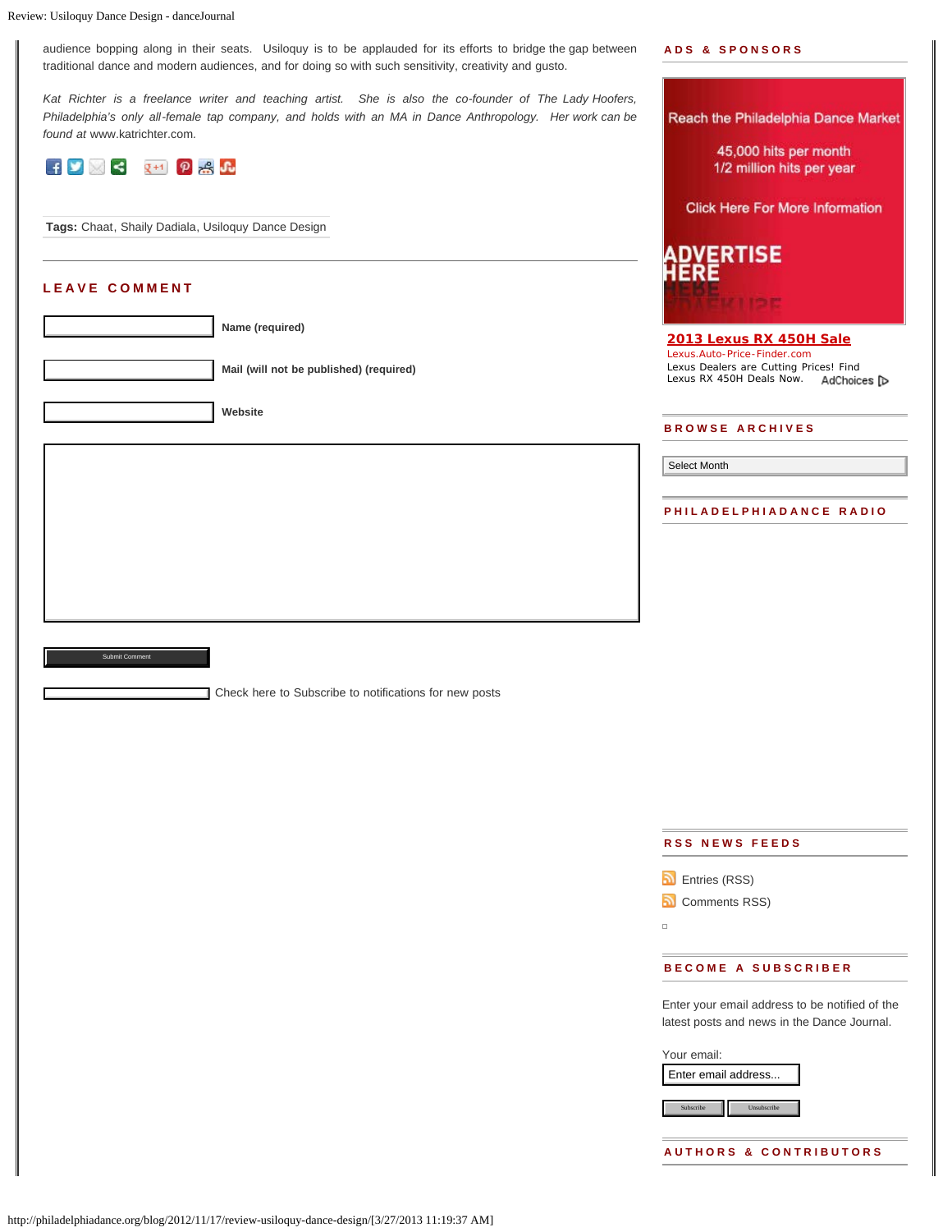audience bopping along in their seats. Usiloquy is to be applauded for its efforts to bridge the gap between traditional dance and modern audiences, and for doing so with such sensitivity, creativity and gusto.

*Kat Richter is a freelance writer and teaching artist. She is also the co-founder of The Lady Hoofers, Philadelphia's only all-female tap company, and holds with an MA in Dance Anthropology. Her work can be found at* www.katrichter.com.

**Tags:** Chaat, Shaily Dadiala, Usiloquy Dance Design

## LEAVE COMMENT

**Name (required)**

**Mail (will not be published) (required)**

**Website**

Submit Comment

Check here to Subscribe to notifications for new posts

## ADS & SPONSORS

Reach the Philadelphia Dance Market

45,000 hits per month
1/2 million hits per year

Click Here For More Information

ADVERTISE HERE

**2013 Lexus RX 450H Sale**
Lexus.Auto-Price-Finder.com
Lexus Dealers are Cutting Prices! Find Lexus RX 450H Deals Now. AdChoices

## BROWSE ARCHIVES

Select Month

## PHILADELPHIADANCE RADIO

## RSS NEWS FEEDS

- Entries (RSS)
- Comments RSS)

## BECOME A SUBSCRIBER

Enter your email address to be notified of the latest posts and news in the Dance Journal.

Your email:

Enter email address...

Subscribe Unsubscribe

## AUTHORS & CONTRIBUTORS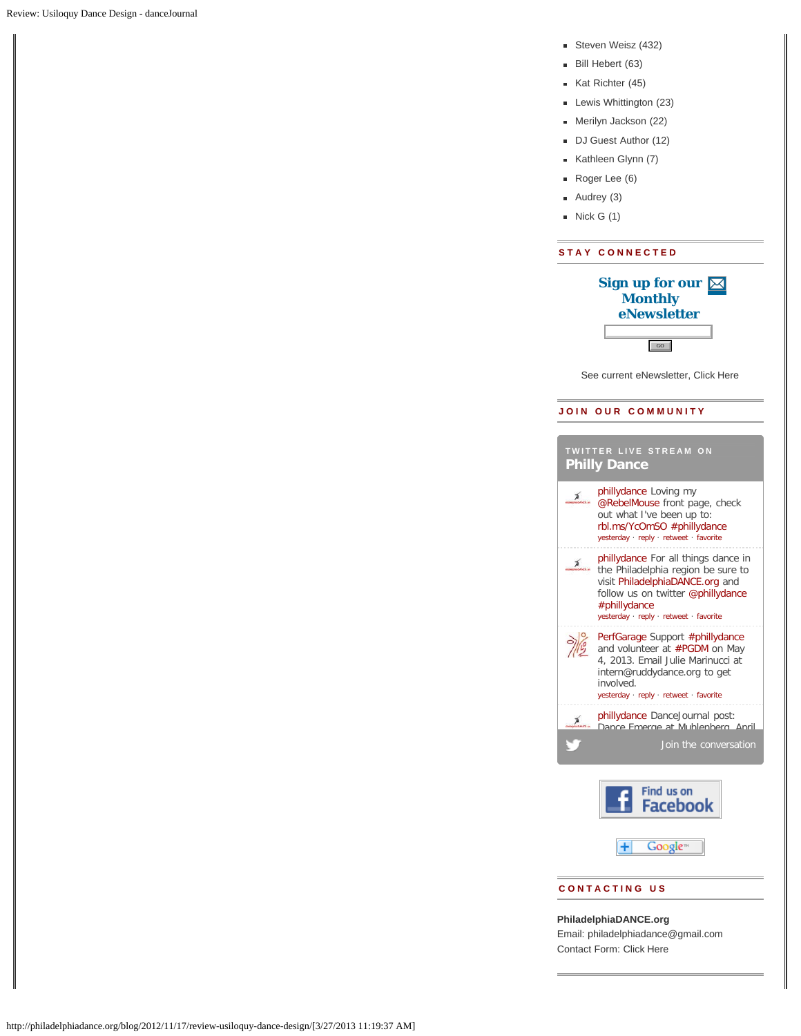- Steven Weisz (432)
- Bill Hebert (63)
- Kat Richter (45)
- Lewis Whittington (23)
- Merilyn Jackson (22)
- DJ Guest Author (12)
- Kathleen Glynn (7)
- Roger Lee (6)
- Audrey (3)
- Nick G (1)

## STAY CONNECTED

**Sign up for our Monthly eNewsletter**

GO

See current eNewsletter, Click Here

## JOIN OUR COMMUNITY

TWITTER LIVE STREAM ON
**Philly Dance**

phillydance Loving my @RebelMouse front page, check out what I've been up to: rbl.ms/YcOmSO #phillydance
yesterday · reply · retweet · favorite

phillydance For all things dance in the Philadelphia region be sure to visit PhiladelphiaDANCE.org and follow us on twitter @phillydance #phillydance
yesterday · reply · retweet · favorite

PerfGarage Support #phillydance and volunteer at #PGDM on May 4, 2013. Email Julie Marinucci at intern@ruddydance.org to get involved.
yesterday · reply · retweet · favorite

phillydance DanceJournal post: Dance Emerge at Muhlenberg, April

Join the conversation

Find us on Facebook

Google

## CONTACTING US

**PhiladelphiaDANCE.org**
Email: philadelphiadance@gmail.com
Contact Form: Click Here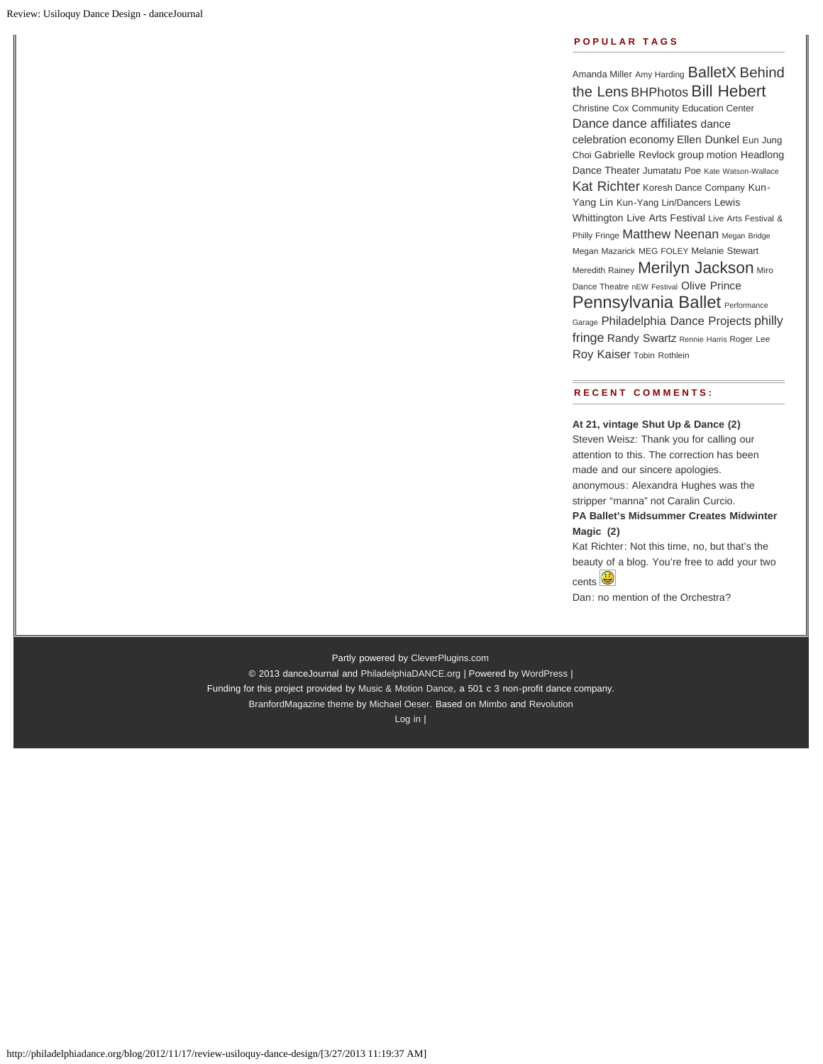## POPULAR TAGS

Amanda Miller Amy Harding BalletX Behind the Lens BHPhotos Bill Hebert Christine Cox Community Education Center Dance dance affiliates dance celebration economy Ellen Dunkel Eun Jung Choi Gabrielle Revlock group motion Headlong Dance Theater Jumatatu Poe Kate Watson-Wallace Kat Richter Koresh Dance Company Kun-Yang Lin Kun-Yang Lin/Dancers Lewis Whittington Live Arts Festival Live Arts Festival & Philly Fringe Matthew Neenan Megan Bridge Megan Mazarick MEG FOLEY Melanie Stewart Meredith Rainey Merilyn Jackson Miro Dance Theatre nEW Festival Olive Prince Pennsylvania Ballet Performance Garage Philadelphia Dance Projects philly fringe Randy Swartz Rennie Harris Roger Lee Roy Kaiser Tobin Rothlein

## RECENT COMMENTS:

**At 21, vintage Shut Up & Dance (2)**
Steven Weisz: Thank you for calling our attention to this. The correction has been made and our sincere apologies.
anonymous: Alexandra Hughes was the stripper "manna" not Caralin Curcio.
**PA Ballet's Midsummer Creates Midwinter Magic (2)**
Kat Richter: Not this time, no, but that's the beauty of a blog. You're free to add your two cents
Dan: no mention of the Orchestra?

Partly powered by CleverPlugins.com
© 2013 danceJournal and PhiladelphiaDANCE.org | Powered by WordPress |
Funding for this project provided by Music & Motion Dance, a 501 c 3 non-profit dance company.
BranfordMagazine theme by Michael Oeser. Based on Mimbo and Revolution
Log in |